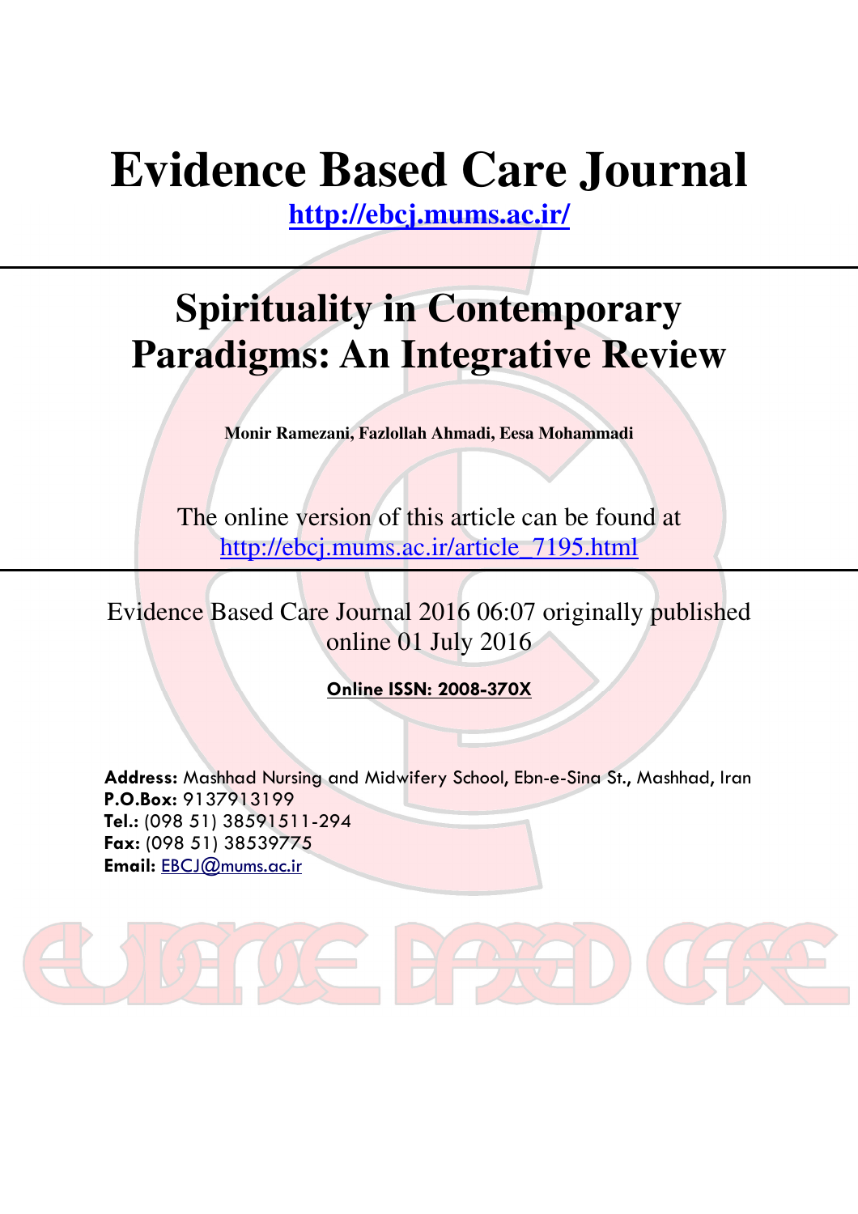# Evidence Based Care Journal

http://ebcj.mums.ac.ir/

## Spirituality in Contemporary Paradigms: An Integrative Review

**Monir Ramezani, Fazlollah Ahmadi, Eesa Mohammadi**

The online version of this article can be found at
http://ebcj.mums.ac.ir/article_7195.html

Evidence Based Care Journal 2016 06:07 originally published online 01 July 2016

**Online ISSN: 2008-370X**

**Address:** Mashhad Nursing and Midwifery School, Ebn-e-Sina St., Mashhad, Iran
**P.O.Box:** 9137913199
**Tel.:** (098 51) 38591511-294
**Fax:** (098 51) 38539775
**Email:** EBCJ@mums.ac.ir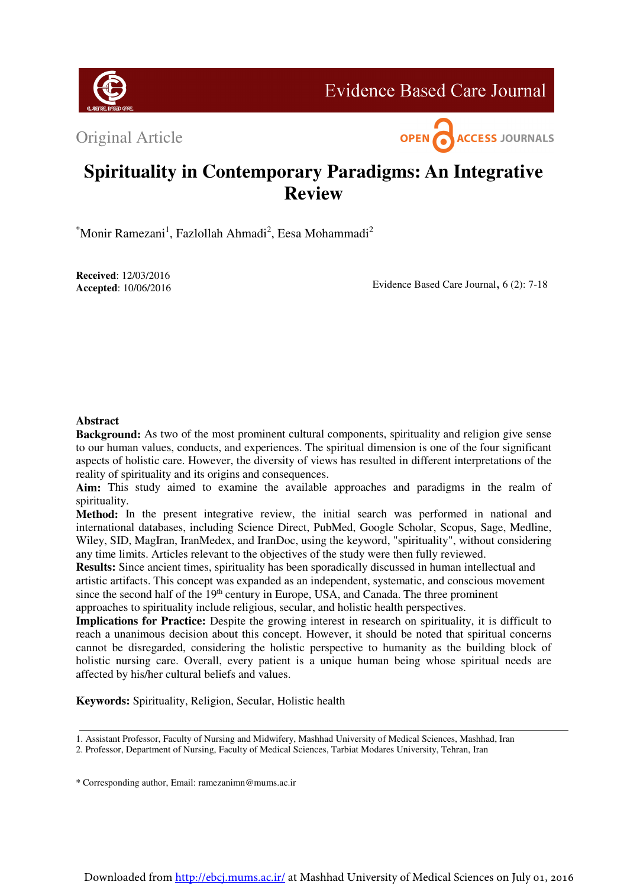Original Article

# Spirituality in Contemporary Paradigms: An Integrative Review

*Monir Ramezani[1], Fazlollah Ahmadi[2], Eesa Mohammadi[2]

**Received**: 12/03/2016
**Accepted**: 10/06/2016

## Abstract

**Background:** As two of the most prominent cultural components, spirituality and religion give sense to our human values, conducts, and experiences. The spiritual dimension is one of the four significant aspects of holistic care. However, the diversity of views has resulted in different interpretations of the reality of spirituality and its origins and consequences.

**Aim:** This study aimed to examine the available approaches and paradigms in the realm of spirituality.

**Method:** In the present integrative review, the initial search was performed in national and international databases, including Science Direct, PubMed, Google Scholar, Scopus, Sage, Medline, Wiley, SID, MagIran, IranMedex, and IranDoc, using the keyword, "spirituality", without considering any time limits. Articles relevant to the objectives of the study were then fully reviewed.

**Results:** Since ancient times, spirituality has been sporadically discussed in human intellectual and artistic artifacts. This concept was expanded as an independent, systematic, and conscious movement since the second half of the 19th century in Europe, USA, and Canada. The three prominent approaches to spirituality include religious, secular, and holistic health perspectives.

**Implications for Practice:** Despite the growing interest in research on spirituality, it is difficult to reach a unanimous decision about this concept. However, it should be noted that spiritual concerns cannot be disregarded, considering the holistic perspective to humanity as the building block of holistic nursing care. Overall, every patient is a unique human being whose spiritual needs are affected by his/her cultural beliefs and values.

**Keywords:** Spirituality, Religion, Secular, Holistic health

---

1. Assistant Professor, Faculty of Nursing and Midwifery, Mashhad University of Medical Sciences, Mashhad, Iran
2. Professor, Department of Nursing, Faculty of Medical Sciences, Tarbiat Modares University, Tehran, Iran

\* Corresponding author, Email: ramezanimn@mums.ac.ir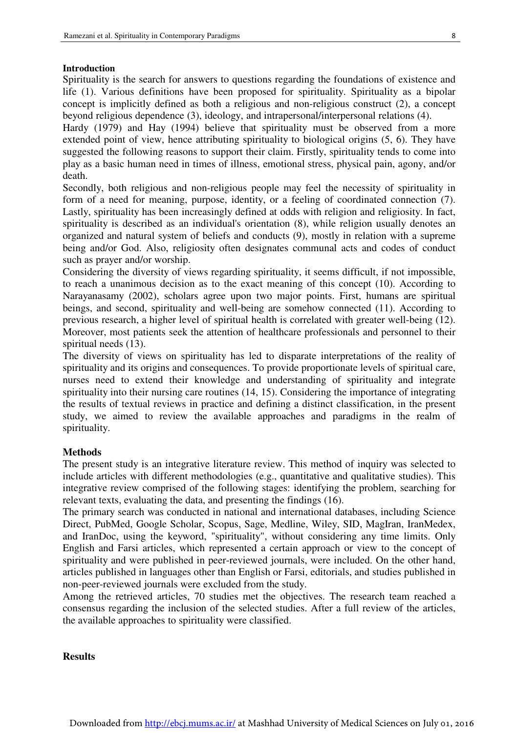## Introduction

Spirituality is the search for answers to questions regarding the foundations of existence and life (1). Various definitions have been proposed for spirituality. Spirituality as a bipolar concept is implicitly defined as both a religious and non-religious construct (2), a concept beyond religious dependence (3), ideology, and intrapersonal/interpersonal relations (4).

Hardy (1979) and Hay (1994) believe that spirituality must be observed from a more extended point of view, hence attributing spirituality to biological origins (5, 6). They have suggested the following reasons to support their claim. Firstly, spirituality tends to come into play as a basic human need in times of illness, emotional stress, physical pain, agony, and/or death.

Secondly, both religious and non-religious people may feel the necessity of spirituality in form of a need for meaning, purpose, identity, or a feeling of coordinated connection (7). Lastly, spirituality has been increasingly defined at odds with religion and religiosity. In fact, spirituality is described as an individual's orientation (8), while religion usually denotes an organized and natural system of beliefs and conducts (9), mostly in relation with a supreme being and/or God. Also, religiosity often designates communal acts and codes of conduct such as prayer and/or worship.

Considering the diversity of views regarding spirituality, it seems difficult, if not impossible, to reach a unanimous decision as to the exact meaning of this concept (10). According to Narayanasamy (2002), scholars agree upon two major points. First, humans are spiritual beings, and second, spirituality and well-being are somehow connected (11). According to previous research, a higher level of spiritual health is correlated with greater well-being (12). Moreover, most patients seek the attention of healthcare professionals and personnel to their spiritual needs (13).

The diversity of views on spirituality has led to disparate interpretations of the reality of spirituality and its origins and consequences. To provide proportionate levels of spiritual care, nurses need to extend their knowledge and understanding of spirituality and integrate spirituality into their nursing care routines (14, 15). Considering the importance of integrating the results of textual reviews in practice and defining a distinct classification, in the present study, we aimed to review the available approaches and paradigms in the realm of spirituality.

## Methods

The present study is an integrative literature review. This method of inquiry was selected to include articles with different methodologies (e.g., quantitative and qualitative studies). This integrative review comprised of the following stages: identifying the problem, searching for relevant texts, evaluating the data, and presenting the findings (16).

The primary search was conducted in national and international databases, including Science Direct, PubMed, Google Scholar, Scopus, Sage, Medline, Wiley, SID, MagIran, IranMedex, and IranDoc, using the keyword, "spirituality", without considering any time limits. Only English and Farsi articles, which represented a certain approach or view to the concept of spirituality and were published in peer-reviewed journals, were included. On the other hand, articles published in languages other than English or Farsi, editorials, and studies published in non-peer-reviewed journals were excluded from the study.

Among the retrieved articles, 70 studies met the objectives. The research team reached a consensus regarding the inclusion of the selected studies. After a full review of the articles, the available approaches to spirituality were classified.

## Results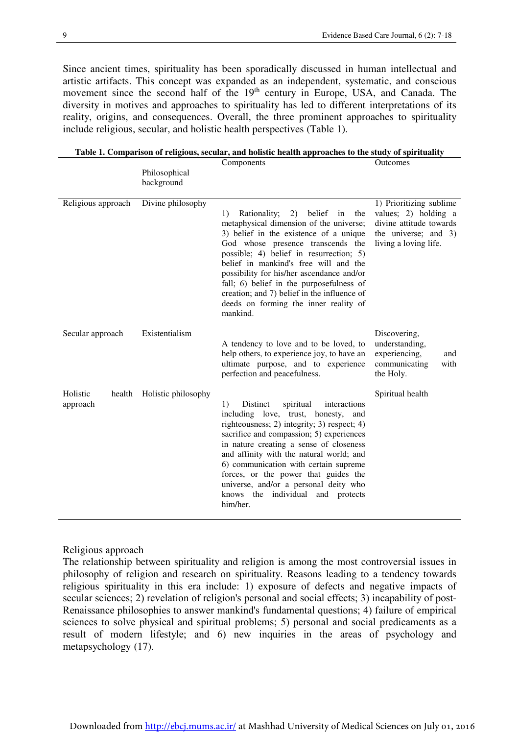Since ancient times, spirituality has been sporadically discussed in human intellectual and artistic artifacts. This concept was expanded as an independent, systematic, and conscious movement since the second half of the 19th century in Europe, USA, and Canada. The diversity in motives and approaches to spirituality has led to different interpretations of its reality, origins, and consequences. Overall, the three prominent approaches to spirituality include religious, secular, and holistic health perspectives (Table 1).

**Table 1. Comparison of religious, secular, and holistic health approaches to the study of spirituality**

| | Philosophical background | Components | Outcomes |
|---|---|---|---|
| Religious approach | Divine philosophy | 1) Rationality; 2) belief in the metaphysical dimension of the universe; 3) belief in the existence of a unique God whose presence transcends the possible; 4) belief in resurrection; 5) belief in mankind's free will and the possibility for his/her ascendance and/or fall; 6) belief in the purposefulness of creation; and 7) belief in the influence of deeds on forming the inner reality of mankind. | 1) Prioritizing sublime values; 2) holding a divine attitude towards the universe; and 3) living a loving life. |
| Secular approach | Existentialism | A tendency to love and to be loved, to help others, to experience joy, to have an ultimate purpose, and to experience perfection and peacefulness. | Discovering, understanding, experiencing, and communicating with the Holy. |
| Holistic health approach | Holistic philosophy | 1) Distinct spiritual interactions including love, trust, honesty, and righteousness; 2) integrity; 3) respect; 4) sacrifice and compassion; 5) experiences in nature creating a sense of closeness and affinity with the natural world; and 6) communication with certain supreme forces, or the power that guides the universe, and/or a personal deity who knows the individual and protects him/her. | Spiritual health |

Religious approach

The relationship between spirituality and religion is among the most controversial issues in philosophy of religion and research on spirituality. Reasons leading to a tendency towards religious spirituality in this era include: 1) exposure of defects and negative impacts of secular sciences; 2) revelation of religion's personal and social effects; 3) incapability of post-Renaissance philosophies to answer mankind's fundamental questions; 4) failure of empirical sciences to solve physical and spiritual problems; 5) personal and social predicaments as a result of modern lifestyle; and 6) new inquiries in the areas of psychology and metapsychology (17).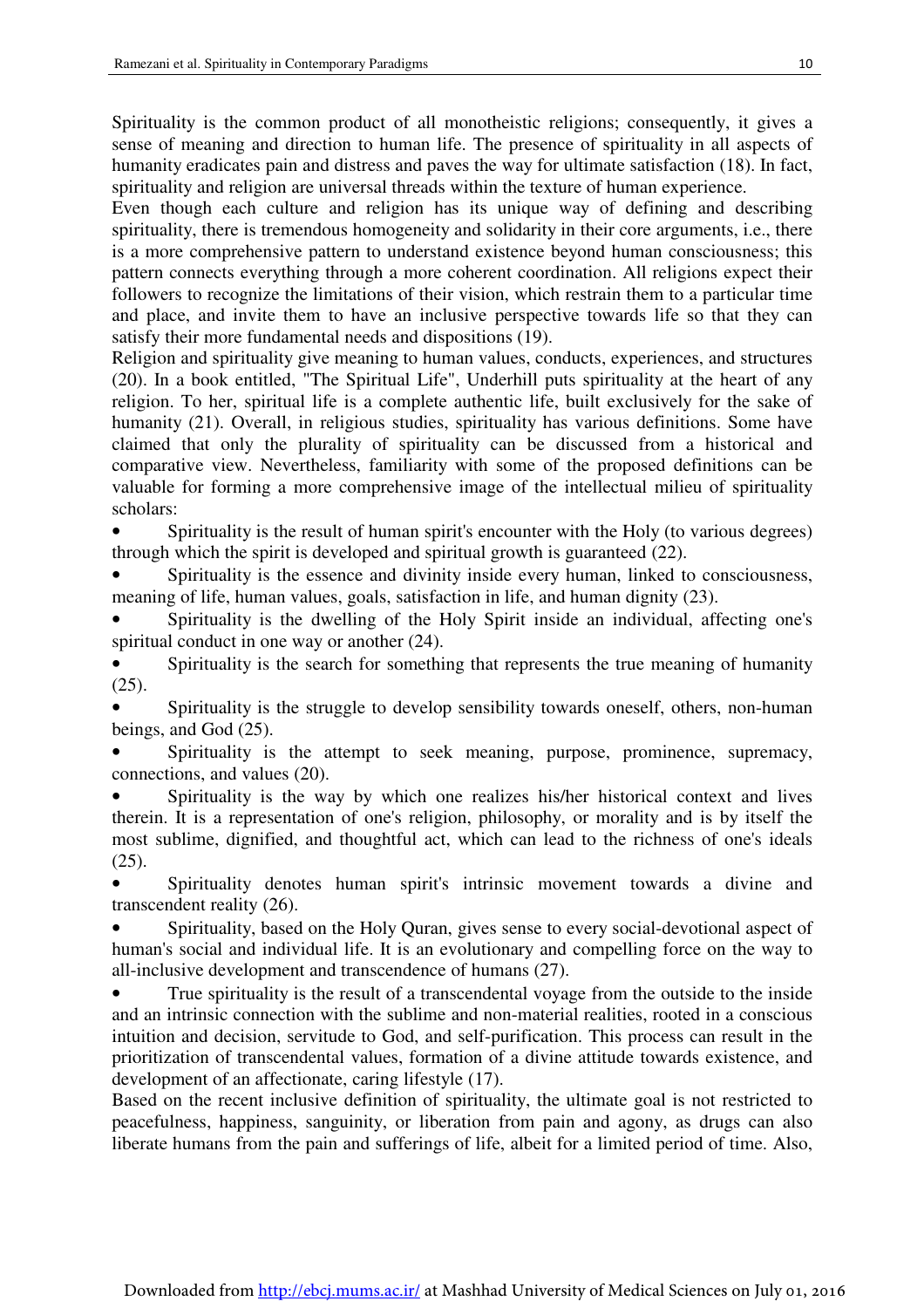Spirituality is the common product of all monotheistic religions; consequently, it gives a sense of meaning and direction to human life. The presence of spirituality in all aspects of humanity eradicates pain and distress and paves the way for ultimate satisfaction (18). In fact, spirituality and religion are universal threads within the texture of human experience.

Even though each culture and religion has its unique way of defining and describing spirituality, there is tremendous homogeneity and solidarity in their core arguments, i.e., there is a more comprehensive pattern to understand existence beyond human consciousness; this pattern connects everything through a more coherent coordination. All religions expect their followers to recognize the limitations of their vision, which restrain them to a particular time and place, and invite them to have an inclusive perspective towards life so that they can satisfy their more fundamental needs and dispositions (19).

Religion and spirituality give meaning to human values, conducts, experiences, and structures (20). In a book entitled, "The Spiritual Life", Underhill puts spirituality at the heart of any religion. To her, spiritual life is a complete authentic life, built exclusively for the sake of humanity (21). Overall, in religious studies, spirituality has various definitions. Some have claimed that only the plurality of spirituality can be discussed from a historical and comparative view. Nevertheless, familiarity with some of the proposed definitions can be valuable for forming a more comprehensive image of the intellectual milieu of spirituality scholars:

- Spirituality is the result of human spirit's encounter with the Holy (to various degrees) through which the spirit is developed and spiritual growth is guaranteed (22).
- Spirituality is the essence and divinity inside every human, linked to consciousness, meaning of life, human values, goals, satisfaction in life, and human dignity (23).
- Spirituality is the dwelling of the Holy Spirit inside an individual, affecting one's spiritual conduct in one way or another (24).
- Spirituality is the search for something that represents the true meaning of humanity (25).
- Spirituality is the struggle to develop sensibility towards oneself, others, non-human beings, and God (25).
- Spirituality is the attempt to seek meaning, purpose, prominence, supremacy, connections, and values (20).
- Spirituality is the way by which one realizes his/her historical context and lives therein. It is a representation of one's religion, philosophy, or morality and is by itself the most sublime, dignified, and thoughtful act, which can lead to the richness of one's ideals (25).
- Spirituality denotes human spirit's intrinsic movement towards a divine and transcendent reality (26).
- Spirituality, based on the Holy Quran, gives sense to every social-devotional aspect of human's social and individual life. It is an evolutionary and compelling force on the way to all-inclusive development and transcendence of humans (27).
- True spirituality is the result of a transcendental voyage from the outside to the inside and an intrinsic connection with the sublime and non-material realities, rooted in a conscious intuition and decision, servitude to God, and self-purification. This process can result in the prioritization of transcendental values, formation of a divine attitude towards existence, and development of an affectionate, caring lifestyle (17).

Based on the recent inclusive definition of spirituality, the ultimate goal is not restricted to peacefulness, happiness, sanguinity, or liberation from pain and agony, as drugs can also liberate humans from the pain and sufferings of life, albeit for a limited period of time. Also,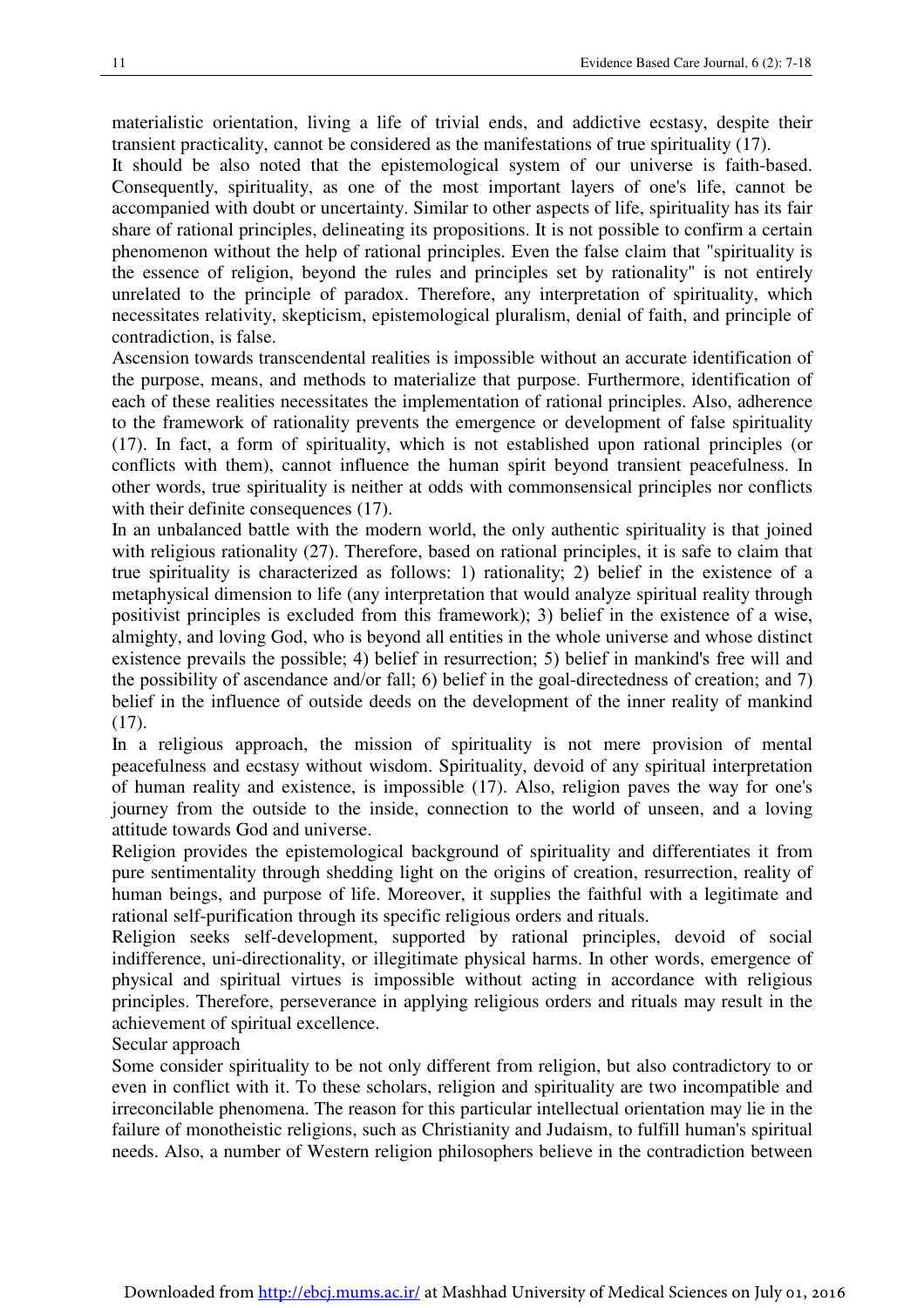materialistic orientation, living a life of trivial ends, and addictive ecstasy, despite their transient practicality, cannot be considered as the manifestations of true spirituality (17).

It should be also noted that the epistemological system of our universe is faith-based. Consequently, spirituality, as one of the most important layers of one's life, cannot be accompanied with doubt or uncertainty. Similar to other aspects of life, spirituality has its fair share of rational principles, delineating its propositions. It is not possible to confirm a certain phenomenon without the help of rational principles. Even the false claim that "spirituality is the essence of religion, beyond the rules and principles set by rationality" is not entirely unrelated to the principle of paradox. Therefore, any interpretation of spirituality, which necessitates relativity, skepticism, epistemological pluralism, denial of faith, and principle of contradiction, is false.

Ascension towards transcendental realities is impossible without an accurate identification of the purpose, means, and methods to materialize that purpose. Furthermore, identification of each of these realities necessitates the implementation of rational principles. Also, adherence to the framework of rationality prevents the emergence or development of false spirituality (17). In fact, a form of spirituality, which is not established upon rational principles (or conflicts with them), cannot influence the human spirit beyond transient peacefulness. In other words, true spirituality is neither at odds with commonsensical principles nor conflicts with their definite consequences (17).

In an unbalanced battle with the modern world, the only authentic spirituality is that joined with religious rationality (27). Therefore, based on rational principles, it is safe to claim that true spirituality is characterized as follows: 1) rationality; 2) belief in the existence of a metaphysical dimension to life (any interpretation that would analyze spiritual reality through positivist principles is excluded from this framework); 3) belief in the existence of a wise, almighty, and loving God, who is beyond all entities in the whole universe and whose distinct existence prevails the possible; 4) belief in resurrection; 5) belief in mankind's free will and the possibility of ascendance and/or fall; 6) belief in the goal-directedness of creation; and 7) belief in the influence of outside deeds on the development of the inner reality of mankind (17).

In a religious approach, the mission of spirituality is not mere provision of mental peacefulness and ecstasy without wisdom. Spirituality, devoid of any spiritual interpretation of human reality and existence, is impossible (17). Also, religion paves the way for one's journey from the outside to the inside, connection to the world of unseen, and a loving attitude towards God and universe.

Religion provides the epistemological background of spirituality and differentiates it from pure sentimentality through shedding light on the origins of creation, resurrection, reality of human beings, and purpose of life. Moreover, it supplies the faithful with a legitimate and rational self-purification through its specific religious orders and rituals.

Religion seeks self-development, supported by rational principles, devoid of social indifference, uni-directionality, or illegitimate physical harms. In other words, emergence of physical and spiritual virtues is impossible without acting in accordance with religious principles. Therefore, perseverance in applying religious orders and rituals may result in the achievement of spiritual excellence.

Secular approach

Some consider spirituality to be not only different from religion, but also contradictory to or even in conflict with it. To these scholars, religion and spirituality are two incompatible and irreconcilable phenomena. The reason for this particular intellectual orientation may lie in the failure of monotheistic religions, such as Christianity and Judaism, to fulfill human's spiritual needs. Also, a number of Western religion philosophers believe in the contradiction between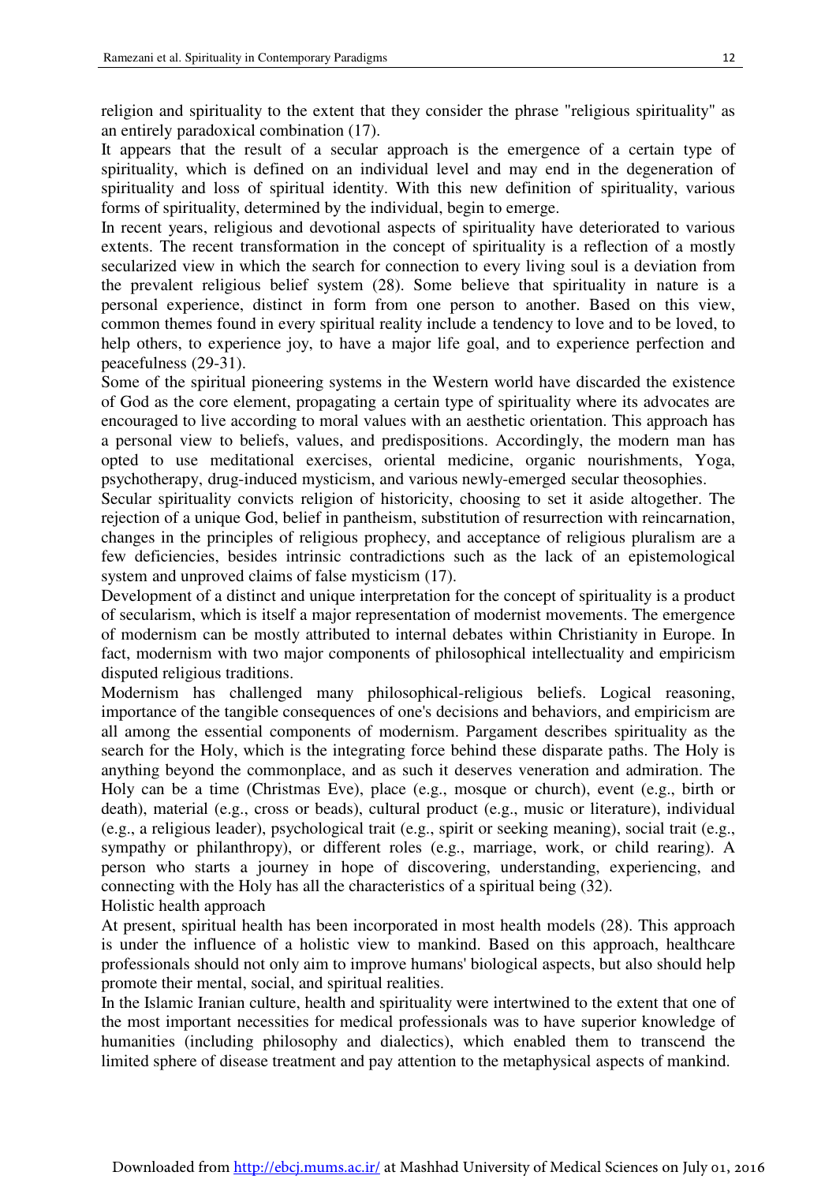religion and spirituality to the extent that they consider the phrase "religious spirituality" as an entirely paradoxical combination (17).

It appears that the result of a secular approach is the emergence of a certain type of spirituality, which is defined on an individual level and may end in the degeneration of spirituality and loss of spiritual identity. With this new definition of spirituality, various forms of spirituality, determined by the individual, begin to emerge.

In recent years, religious and devotional aspects of spirituality have deteriorated to various extents. The recent transformation in the concept of spirituality is a reflection of a mostly secularized view in which the search for connection to every living soul is a deviation from the prevalent religious belief system (28). Some believe that spirituality in nature is a personal experience, distinct in form from one person to another. Based on this view, common themes found in every spiritual reality include a tendency to love and to be loved, to help others, to experience joy, to have a major life goal, and to experience perfection and peacefulness (29-31).

Some of the spiritual pioneering systems in the Western world have discarded the existence of God as the core element, propagating a certain type of spirituality where its advocates are encouraged to live according to moral values with an aesthetic orientation. This approach has a personal view to beliefs, values, and predispositions. Accordingly, the modern man has opted to use meditational exercises, oriental medicine, organic nourishments, Yoga, psychotherapy, drug-induced mysticism, and various newly-emerged secular theosophies.

Secular spirituality convicts religion of historicity, choosing to set it aside altogether. The rejection of a unique God, belief in pantheism, substitution of resurrection with reincarnation, changes in the principles of religious prophecy, and acceptance of religious pluralism are a few deficiencies, besides intrinsic contradictions such as the lack of an epistemological system and unproved claims of false mysticism (17).

Development of a distinct and unique interpretation for the concept of spirituality is a product of secularism, which is itself a major representation of modernist movements. The emergence of modernism can be mostly attributed to internal debates within Christianity in Europe. In fact, modernism with two major components of philosophical intellectuality and empiricism disputed religious traditions.

Modernism has challenged many philosophical-religious beliefs. Logical reasoning, importance of the tangible consequences of one's decisions and behaviors, and empiricism are all among the essential components of modernism. Pargament describes spirituality as the search for the Holy, which is the integrating force behind these disparate paths. The Holy is anything beyond the commonplace, and as such it deserves veneration and admiration. The Holy can be a time (Christmas Eve), place (e.g., mosque or church), event (e.g., birth or death), material (e.g., cross or beads), cultural product (e.g., music or literature), individual (e.g., a religious leader), psychological trait (e.g., spirit or seeking meaning), social trait (e.g., sympathy or philanthropy), or different roles (e.g., marriage, work, or child rearing). A person who starts a journey in hope of discovering, understanding, experiencing, and connecting with the Holy has all the characteristics of a spiritual being (32).

## Holistic health approach

At present, spiritual health has been incorporated in most health models (28). This approach is under the influence of a holistic view to mankind. Based on this approach, healthcare professionals should not only aim to improve humans' biological aspects, but also should help promote their mental, social, and spiritual realities.

In the Islamic Iranian culture, health and spirituality were intertwined to the extent that one of the most important necessities for medical professionals was to have superior knowledge of humanities (including philosophy and dialectics), which enabled them to transcend the limited sphere of disease treatment and pay attention to the metaphysical aspects of mankind.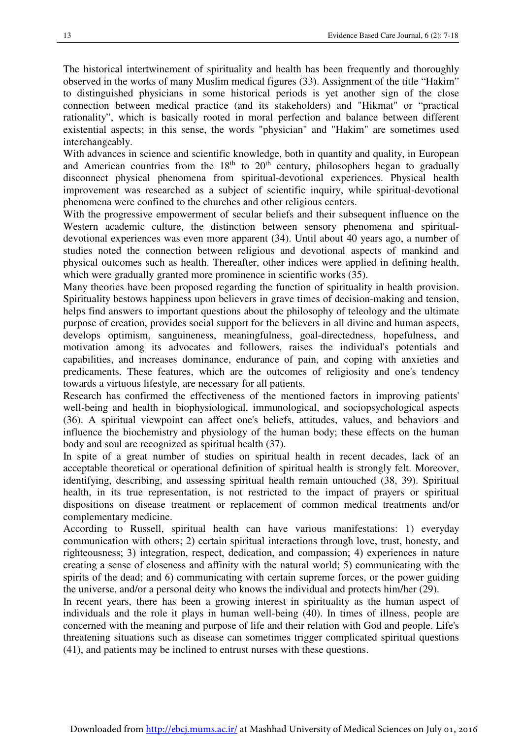The historical intertwinement of spirituality and health has been frequently and thoroughly observed in the works of many Muslim medical figures (33). Assignment of the title "Hakim" to distinguished physicians in some historical periods is yet another sign of the close connection between medical practice (and its stakeholders) and "Hikmat" or "practical rationality", which is basically rooted in moral perfection and balance between different existential aspects; in this sense, the words "physician" and "Hakim" are sometimes used interchangeably.

With advances in science and scientific knowledge, both in quantity and quality, in European and American countries from the 18th to 20th century, philosophers began to gradually disconnect physical phenomena from spiritual-devotional experiences. Physical health improvement was researched as a subject of scientific inquiry, while spiritual-devotional phenomena were confined to the churches and other religious centers.

With the progressive empowerment of secular beliefs and their subsequent influence on the Western academic culture, the distinction between sensory phenomena and spiritual-devotional experiences was even more apparent (34). Until about 40 years ago, a number of studies noted the connection between religious and devotional aspects of mankind and physical outcomes such as health. Thereafter, other indices were applied in defining health, which were gradually granted more prominence in scientific works (35).

Many theories have been proposed regarding the function of spirituality in health provision. Spirituality bestows happiness upon believers in grave times of decision-making and tension, helps find answers to important questions about the philosophy of teleology and the ultimate purpose of creation, provides social support for the believers in all divine and human aspects, develops optimism, sanguineness, meaningfulness, goal-directedness, hopefulness, and motivation among its advocates and followers, raises the individual's potentials and capabilities, and increases dominance, endurance of pain, and coping with anxieties and predicaments. These features, which are the outcomes of religiosity and one's tendency towards a virtuous lifestyle, are necessary for all patients.

Research has confirmed the effectiveness of the mentioned factors in improving patients' well-being and health in biophysiological, immunological, and sociopsychological aspects (36). A spiritual viewpoint can affect one's beliefs, attitudes, values, and behaviors and influence the biochemistry and physiology of the human body; these effects on the human body and soul are recognized as spiritual health (37).

In spite of a great number of studies on spiritual health in recent decades, lack of an acceptable theoretical or operational definition of spiritual health is strongly felt. Moreover, identifying, describing, and assessing spiritual health remain untouched (38, 39). Spiritual health, in its true representation, is not restricted to the impact of prayers or spiritual dispositions on disease treatment or replacement of common medical treatments and/or complementary medicine.

According to Russell, spiritual health can have various manifestations: 1) everyday communication with others; 2) certain spiritual interactions through love, trust, honesty, and righteousness; 3) integration, respect, dedication, and compassion; 4) experiences in nature creating a sense of closeness and affinity with the natural world; 5) communicating with the spirits of the dead; and 6) communicating with certain supreme forces, or the power guiding the universe, and/or a personal deity who knows the individual and protects him/her (29).

In recent years, there has been a growing interest in spirituality as the human aspect of individuals and the role it plays in human well-being (40). In times of illness, people are concerned with the meaning and purpose of life and their relation with God and people. Life's threatening situations such as disease can sometimes trigger complicated spiritual questions (41), and patients may be inclined to entrust nurses with these questions.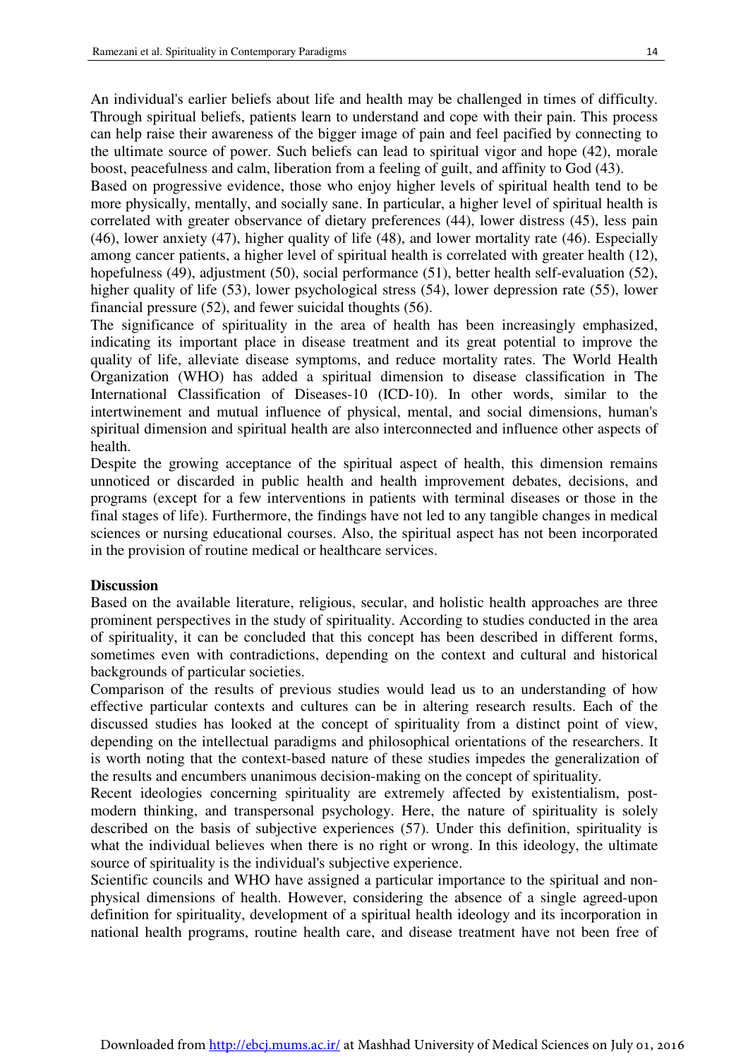An individual's earlier beliefs about life and health may be challenged in times of difficulty. Through spiritual beliefs, patients learn to understand and cope with their pain. This process can help raise their awareness of the bigger image of pain and feel pacified by connecting to the ultimate source of power. Such beliefs can lead to spiritual vigor and hope (42), morale boost, peacefulness and calm, liberation from a feeling of guilt, and affinity to God (43).

Based on progressive evidence, those who enjoy higher levels of spiritual health tend to be more physically, mentally, and socially sane. In particular, a higher level of spiritual health is correlated with greater observance of dietary preferences (44), lower distress (45), less pain (46), lower anxiety (47), higher quality of life (48), and lower mortality rate (46). Especially among cancer patients, a higher level of spiritual health is correlated with greater health (12), hopefulness (49), adjustment (50), social performance (51), better health self-evaluation (52), higher quality of life (53), lower psychological stress (54), lower depression rate (55), lower financial pressure (52), and fewer suicidal thoughts (56).

The significance of spirituality in the area of health has been increasingly emphasized, indicating its important place in disease treatment and its great potential to improve the quality of life, alleviate disease symptoms, and reduce mortality rates. The World Health Organization (WHO) has added a spiritual dimension to disease classification in The International Classification of Diseases-10 (ICD-10). In other words, similar to the intertwinement and mutual influence of physical, mental, and social dimensions, human's spiritual dimension and spiritual health are also interconnected and influence other aspects of health.

Despite the growing acceptance of the spiritual aspect of health, this dimension remains unnoticed or discarded in public health and health improvement debates, decisions, and programs (except for a few interventions in patients with terminal diseases or those in the final stages of life). Furthermore, the findings have not led to any tangible changes in medical sciences or nursing educational courses. Also, the spiritual aspect has not been incorporated in the provision of routine medical or healthcare services.

**Discussion**

Based on the available literature, religious, secular, and holistic health approaches are three prominent perspectives in the study of spirituality. According to studies conducted in the area of spirituality, it can be concluded that this concept has been described in different forms, sometimes even with contradictions, depending on the context and cultural and historical backgrounds of particular societies.

Comparison of the results of previous studies would lead us to an understanding of how effective particular contexts and cultures can be in altering research results. Each of the discussed studies has looked at the concept of spirituality from a distinct point of view, depending on the intellectual paradigms and philosophical orientations of the researchers. It is worth noting that the context-based nature of these studies impedes the generalization of the results and encumbers unanimous decision-making on the concept of spirituality.

Recent ideologies concerning spirituality are extremely affected by existentialism, post-modern thinking, and transpersonal psychology. Here, the nature of spirituality is solely described on the basis of subjective experiences (57). Under this definition, spirituality is what the individual believes when there is no right or wrong. In this ideology, the ultimate source of spirituality is the individual's subjective experience.

Scientific councils and WHO have assigned a particular importance to the spiritual and non-physical dimensions of health. However, considering the absence of a single agreed-upon definition for spirituality, development of a spiritual health ideology and its incorporation in national health programs, routine health care, and disease treatment have not been free of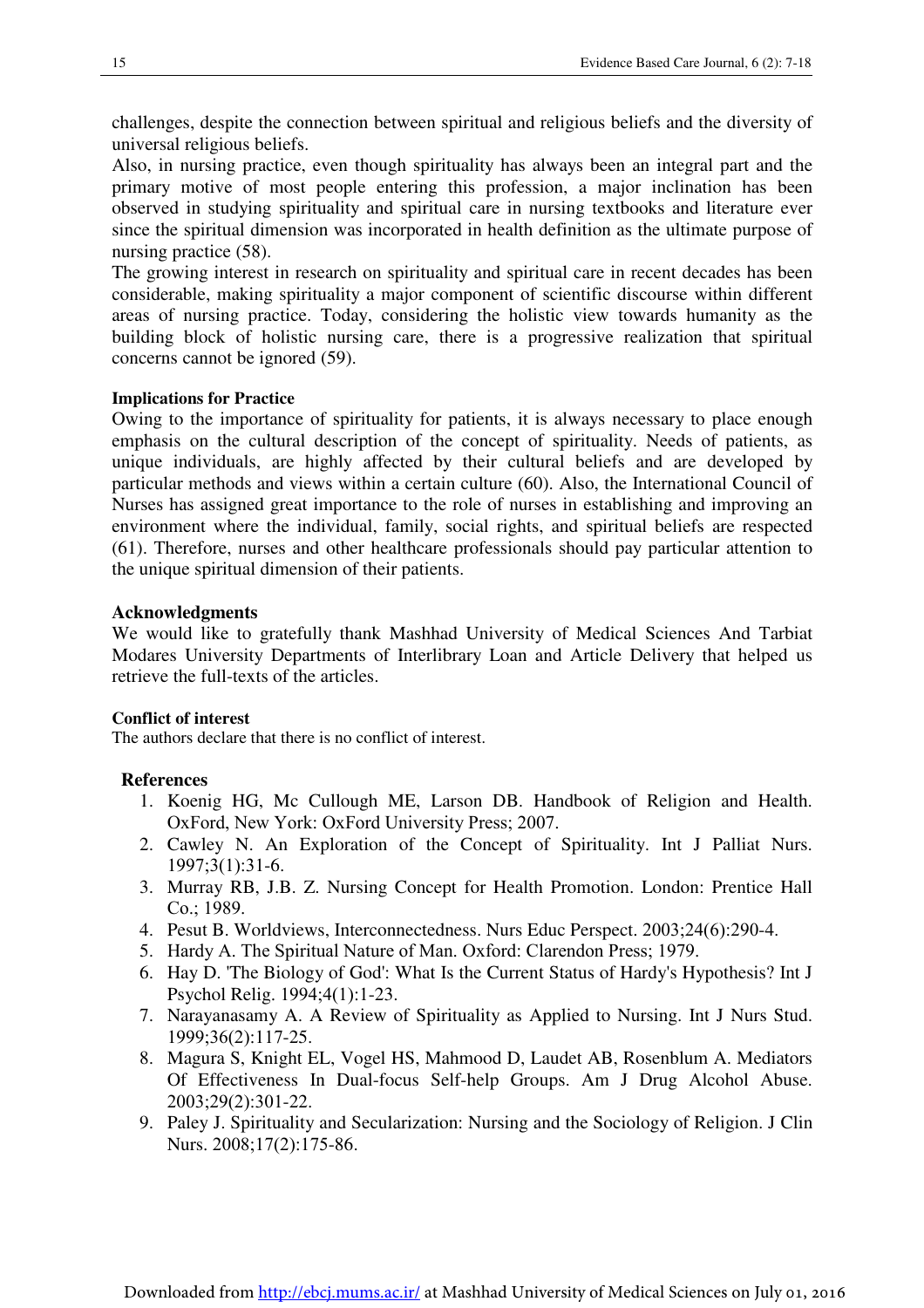challenges, despite the connection between spiritual and religious beliefs and the diversity of universal religious beliefs.

Also, in nursing practice, even though spirituality has always been an integral part and the primary motive of most people entering this profession, a major inclination has been observed in studying spirituality and spiritual care in nursing textbooks and literature ever since the spiritual dimension was incorporated in health definition as the ultimate purpose of nursing practice (58).

The growing interest in research on spirituality and spiritual care in recent decades has been considerable, making spirituality a major component of scientific discourse within different areas of nursing practice. Today, considering the holistic view towards humanity as the building block of holistic nursing care, there is a progressive realization that spiritual concerns cannot be ignored (59).

### Implications for Practice

Owing to the importance of spirituality for patients, it is always necessary to place enough emphasis on the cultural description of the concept of spirituality. Needs of patients, as unique individuals, are highly affected by their cultural beliefs and are developed by particular methods and views within a certain culture (60). Also, the International Council of Nurses has assigned great importance to the role of nurses in establishing and improving an environment where the individual, family, social rights, and spiritual beliefs are respected (61). Therefore, nurses and other healthcare professionals should pay particular attention to the unique spiritual dimension of their patients.

### Acknowledgments

We would like to gratefully thank Mashhad University of Medical Sciences And Tarbiat Modares University Departments of Interlibrary Loan and Article Delivery that helped us retrieve the full-texts of the articles.

### Conflict of interest

The authors declare that there is no conflict of interest.

### References

1. Koenig HG, Mc Cullough ME, Larson DB. Handbook of Religion and Health. OxFord, New York: OxFord University Press; 2007.
2. Cawley N. An Exploration of the Concept of Spirituality. Int J Palliat Nurs. 1997;3(1):31-6.
3. Murray RB, J.B. Z. Nursing Concept for Health Promotion. London: Prentice Hall Co.; 1989.
4. Pesut B. Worldviews, Interconnectedness. Nurs Educ Perspect. 2003;24(6):290-4.
5. Hardy A. The Spiritual Nature of Man. Oxford: Clarendon Press; 1979.
6. Hay D. 'The Biology of God': What Is the Current Status of Hardy's Hypothesis? Int J Psychol Relig. 1994;4(1):1-23.
7. Narayanasamy A. A Review of Spirituality as Applied to Nursing. Int J Nurs Stud. 1999;36(2):117-25.
8. Magura S, Knight EL, Vogel HS, Mahmood D, Laudet AB, Rosenblum A. Mediators Of Effectiveness In Dual-focus Self-help Groups. Am J Drug Alcohol Abuse. 2003;29(2):301-22.
9. Paley J. Spirituality and Secularization: Nursing and the Sociology of Religion. J Clin Nurs. 2008;17(2):175-86.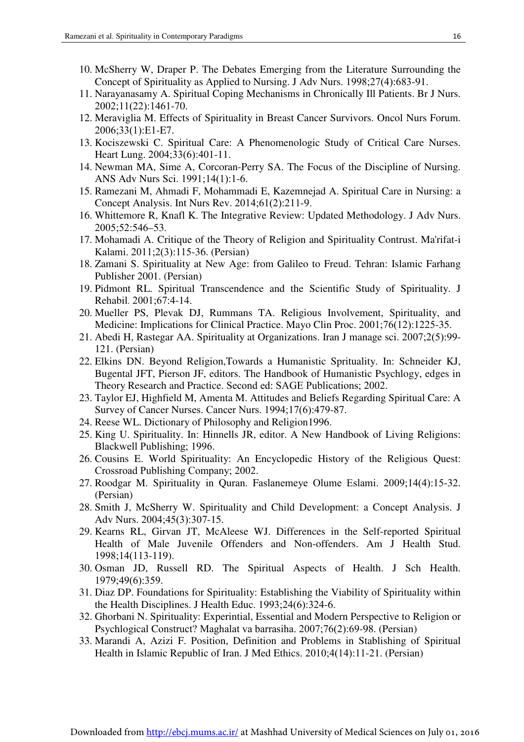10. McSherry W, Draper P. The Debates Emerging from the Literature Surrounding the Concept of Spirituality as Applied to Nursing. J Adv Nurs. 1998;27(4):683-91.
11. Narayanasamy A. Spiritual Coping Mechanisms in Chronically Ill Patients. Br J Nurs. 2002;11(22):1461-70.
12. Meraviglia M. Effects of Spirituality in Breast Cancer Survivors. Oncol Nurs Forum. 2006;33(1):E1-E7.
13. Kociszewski C. Spiritual Care: A Phenomenologic Study of Critical Care Nurses. Heart Lung. 2004;33(6):401-11.
14. Newman MA, Sime A, Corcoran-Perry SA. The Focus of the Discipline of Nursing. ANS Adv Nurs Sci. 1991;14(1):1-6.
15. Ramezani M, Ahmadi F, Mohammadi E, Kazemnejad A. Spiritual Care in Nursing: a Concept Analysis. Int Nurs Rev. 2014;61(2):211-9.
16. Whittemore R, Knafl K. The Integrative Review: Updated Methodology. J Adv Nurs. 2005;52:546–53.
17. Mohamadi A. Critique of the Theory of Religion and Spirituality Contrust. Ma'rifat-i Kalami. 2011;2(3):115-36. (Persian)
18. Zamani S. Spirituality at New Age: from Galileo to Freud. Tehran: Islamic Farhang Publisher 2001. (Persian)
19. Pidmont RL. Spiritual Transcendence and the Scientific Study of Spirituality. J Rehabil. 2001;67:4-14.
20. Mueller PS, Plevak DJ, Rummans TA. Religious Involvement, Spirituality, and Medicine: Implications for Clinical Practice. Mayo Clin Proc. 2001;76(12):1225-35.
21. Abedi H, Rastegar AA. Spirituality at Organizations. Iran J manage sci. 2007;2(5):99-121. (Persian)
22. Elkins DN. Beyond Religion,Towards a Humanistic Sprituality. In: Schneider KJ, Bugental JFT, Pierson JF, editors. The Handbook of Humanistic Psychlogy, edges in Theory Research and Practice. Second ed: SAGE Publications; 2002.
23. Taylor EJ, Highfield M, Amenta M. Attitudes and Beliefs Regarding Spiritual Care: A Survey of Cancer Nurses. Cancer Nurs. 1994;17(6):479-87.
24. Reese WL. Dictionary of Philosophy and Religion1996.
25. King U. Spirituality. In: Hinnells JR, editor. A New Handbook of Living Religions: Blackwell Publishing; 1996.
26. Cousins E. World Spirituality: An Encyclopedic History of the Religious Quest: Crossroad Publishing Company; 2002.
27. Roodgar M. Spirituality in Quran. Faslanemeye Olume Eslami. 2009;14(4):15-32. (Persian)
28. Smith J, McSherry W. Spirituality and Child Development: a Concept Analysis. J Adv Nurs. 2004;45(3):307-15.
29. Kearns RL, Girvan JT, McAleese WJ. Differences in the Self-reported Spiritual Health of Male Juvenile Offenders and Non-offenders. Am J Health Stud. 1998;14(113-119).
30. Osman JD, Russell RD. The Spiritual Aspects of Health. J Sch Health. 1979;49(6):359.
31. Diaz DP. Foundations for Spirituality: Establishing the Viability of Spirituality within the Health Disciplines. J Health Educ. 1993;24(6):324-6.
32. Ghorbani N. Spirituality: Experintial, Essential and Modern Perspective to Religion or Psychlogical Construct? Maghalat va barrasiha. 2007;76(2):69-98. (Persian)
33. Marandi A, Azizi F. Position, Definition and Problems in Stablishing of Spiritual Health in Islamic Republic of Iran. J Med Ethics. 2010;4(14):11-21. (Persian)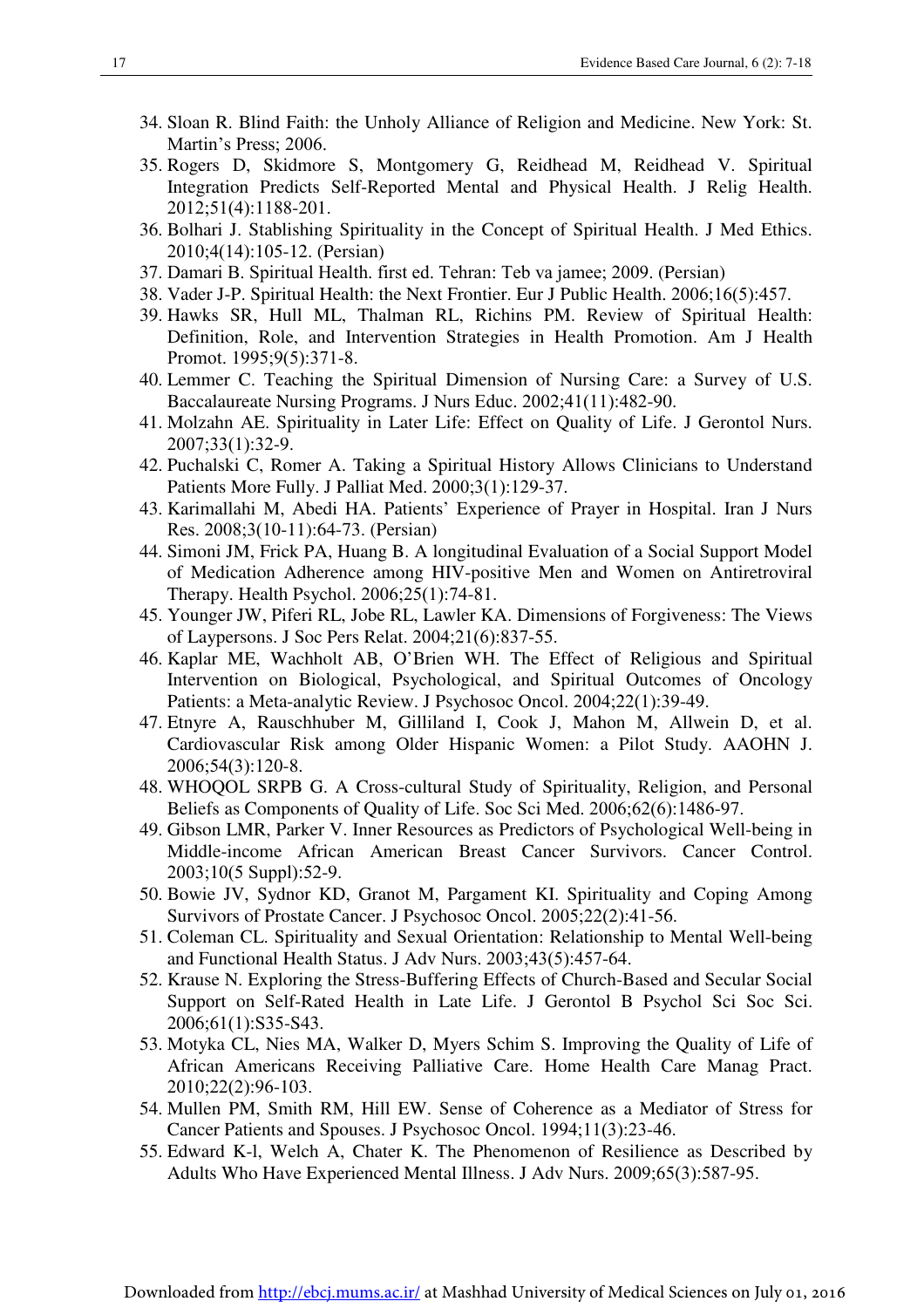34. Sloan R. Blind Faith: the Unholy Alliance of Religion and Medicine. New York: St. Martin's Press; 2006.
35. Rogers D, Skidmore S, Montgomery G, Reidhead M, Reidhead V. Spiritual Integration Predicts Self-Reported Mental and Physical Health. J Relig Health. 2012;51(4):1188-201.
36. Bolhari J. Stablishing Spirituality in the Concept of Spiritual Health. J Med Ethics. 2010;4(14):105-12. (Persian)
37. Damari B. Spiritual Health. first ed. Tehran: Teb va jamee; 2009. (Persian)
38. Vader J-P. Spiritual Health: the Next Frontier. Eur J Public Health. 2006;16(5):457.
39. Hawks SR, Hull ML, Thalman RL, Richins PM. Review of Spiritual Health: Definition, Role, and Intervention Strategies in Health Promotion. Am J Health Promot. 1995;9(5):371-8.
40. Lemmer C. Teaching the Spiritual Dimension of Nursing Care: a Survey of U.S. Baccalaureate Nursing Programs. J Nurs Educ. 2002;41(11):482-90.
41. Molzahn AE. Spirituality in Later Life: Effect on Quality of Life. J Gerontol Nurs. 2007;33(1):32-9.
42. Puchalski C, Romer A. Taking a Spiritual History Allows Clinicians to Understand Patients More Fully. J Palliat Med. 2000;3(1):129-37.
43. Karimallahi M, Abedi HA. Patients' Experience of Prayer in Hospital. Iran J Nurs Res. 2008;3(10-11):64-73. (Persian)
44. Simoni JM, Frick PA, Huang B. A longitudinal Evaluation of a Social Support Model of Medication Adherence among HIV-positive Men and Women on Antiretroviral Therapy. Health Psychol. 2006;25(1):74-81.
45. Younger JW, Piferi RL, Jobe RL, Lawler KA. Dimensions of Forgiveness: The Views of Laypersons. J Soc Pers Relat. 2004;21(6):837-55.
46. Kaplar ME, Wachholt AB, O'Brien WH. The Effect of Religious and Spiritual Intervention on Biological, Psychological, and Spiritual Outcomes of Oncology Patients: a Meta-analytic Review. J Psychosoc Oncol. 2004;22(1):39-49.
47. Etnyre A, Rauschhuber M, Gilliland I, Cook J, Mahon M, Allwein D, et al. Cardiovascular Risk among Older Hispanic Women: a Pilot Study. AAOHN J. 2006;54(3):120-8.
48. WHOQOL SRPB G. A Cross-cultural Study of Spirituality, Religion, and Personal Beliefs as Components of Quality of Life. Soc Sci Med. 2006;62(6):1486-97.
49. Gibson LMR, Parker V. Inner Resources as Predictors of Psychological Well-being in Middle-income African American Breast Cancer Survivors. Cancer Control. 2003;10(5 Suppl):52-9.
50. Bowie JV, Sydnor KD, Granot M, Pargament KI. Spirituality and Coping Among Survivors of Prostate Cancer. J Psychosoc Oncol. 2005;22(2):41-56.
51. Coleman CL. Spirituality and Sexual Orientation: Relationship to Mental Well-being and Functional Health Status. J Adv Nurs. 2003;43(5):457-64.
52. Krause N. Exploring the Stress-Buffering Effects of Church-Based and Secular Social Support on Self-Rated Health in Late Life. J Gerontol B Psychol Sci Soc Sci. 2006;61(1):S35-S43.
53. Motyka CL, Nies MA, Walker D, Myers Schim S. Improving the Quality of Life of African Americans Receiving Palliative Care. Home Health Care Manag Pract. 2010;22(2):96-103.
54. Mullen PM, Smith RM, Hill EW. Sense of Coherence as a Mediator of Stress for Cancer Patients and Spouses. J Psychosoc Oncol. 1994;11(3):23-46.
55. Edward K-l, Welch A, Chater K. The Phenomenon of Resilience as Described by Adults Who Have Experienced Mental Illness. J Adv Nurs. 2009;65(3):587-95.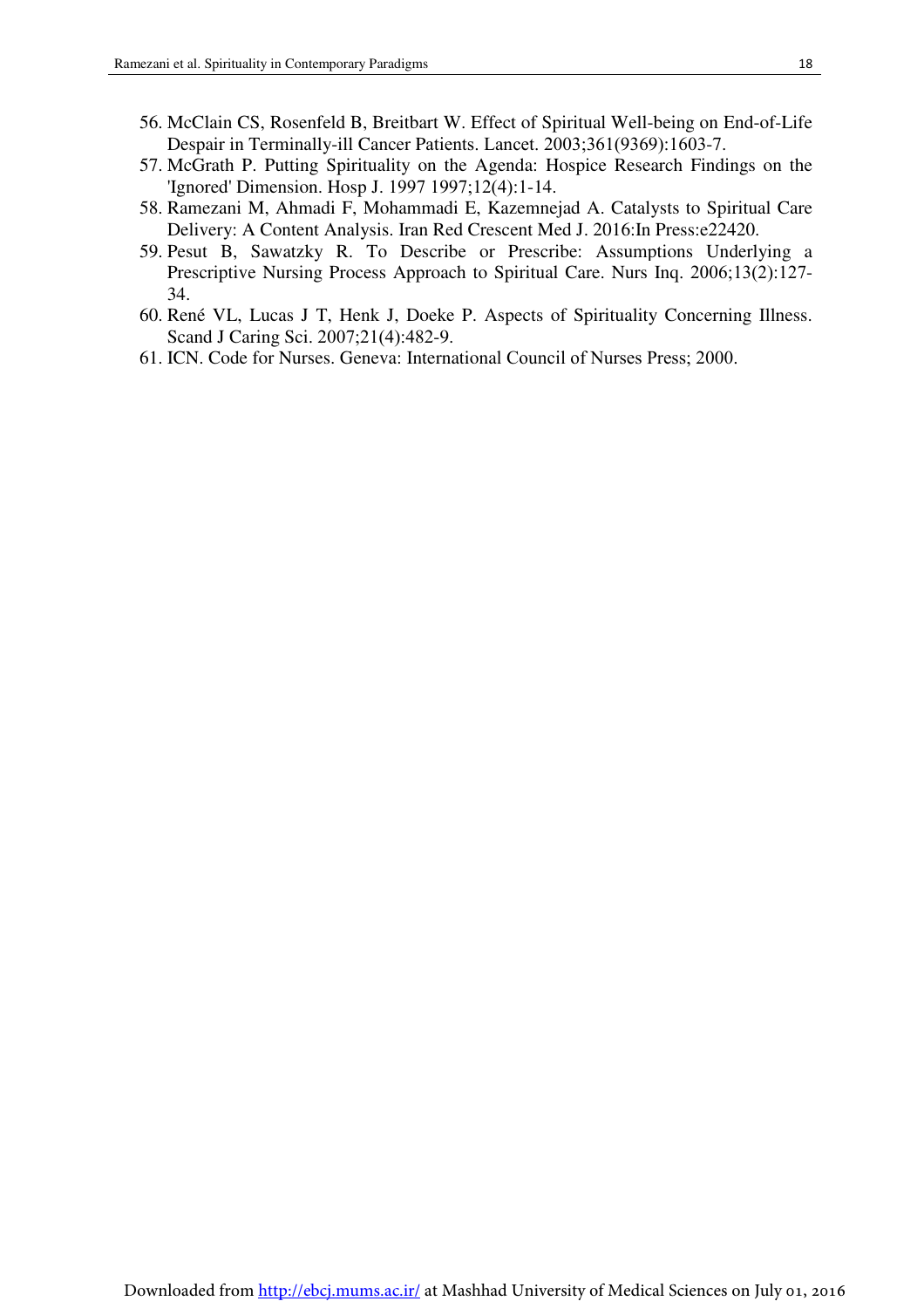56. McClain CS, Rosenfeld B, Breitbart W. Effect of Spiritual Well-being on End-of-Life Despair in Terminally-ill Cancer Patients. Lancet. 2003;361(9369):1603-7.
57. McGrath P. Putting Spirituality on the Agenda: Hospice Research Findings on the 'Ignored' Dimension. Hosp J. 1997 1997;12(4):1-14.
58. Ramezani M, Ahmadi F, Mohammadi E, Kazemnejad A. Catalysts to Spiritual Care Delivery: A Content Analysis. Iran Red Crescent Med J. 2016:In Press:e22420.
59. Pesut B, Sawatzky R. To Describe or Prescribe: Assumptions Underlying a Prescriptive Nursing Process Approach to Spiritual Care. Nurs Inq. 2006;13(2):127-34.
60. René VL, Lucas J T, Henk J, Doeke P. Aspects of Spirituality Concerning Illness. Scand J Caring Sci. 2007;21(4):482-9.
61. ICN. Code for Nurses. Geneva: International Council of Nurses Press; 2000.